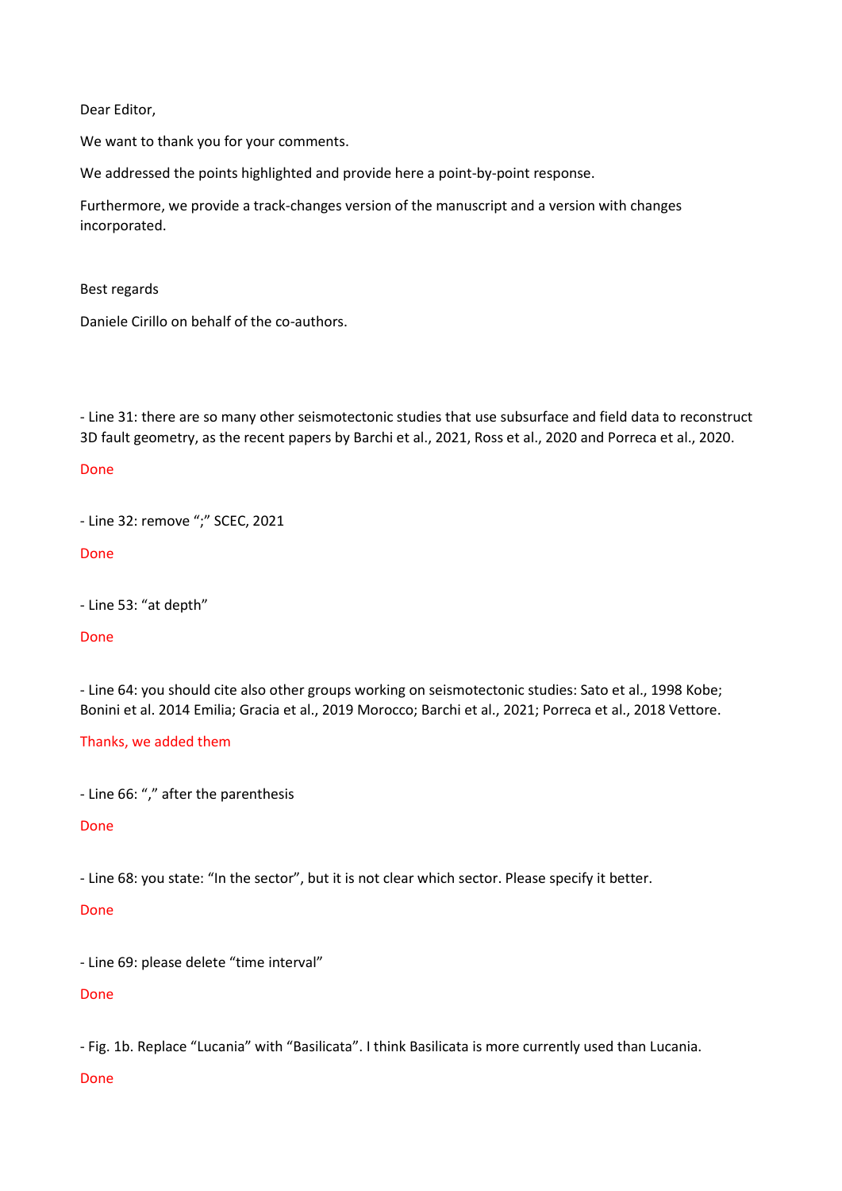Dear Editor,

We want to thank you for your comments.

We addressed the points highlighted and provide here a point-by-point response.

Furthermore, we provide a track-changes version of the manuscript and a version with changes incorporated.

Best regards

Daniele Cirillo on behalf of the co-authors.

- Line 31: there are so many other seismotectonic studies that use subsurface and field data to reconstruct 3D fault geometry, as the recent papers by Barchi et al., 2021, Ross et al., 2020 and Porreca et al., 2020.

Done

- Line 32: remove ";" SCEC, 2021

Done

- Line 53: "at depth"

Done

- Line 64: you should cite also other groups working on seismotectonic studies: Sato et al., 1998 Kobe; Bonini et al. 2014 Emilia; Gracia et al., 2019 Morocco; Barchi et al., 2021; Porreca et al., 2018 Vettore.

Thanks, we added them

- Line 66: "," after the parenthesis

Done

- Line 68: you state: "In the sector", but it is not clear which sector. Please specify it better.

Done

- Line 69: please delete "time interval"

Done

- Fig. 1b. Replace "Lucania" with "Basilicata". I think Basilicata is more currently used than Lucania.

Done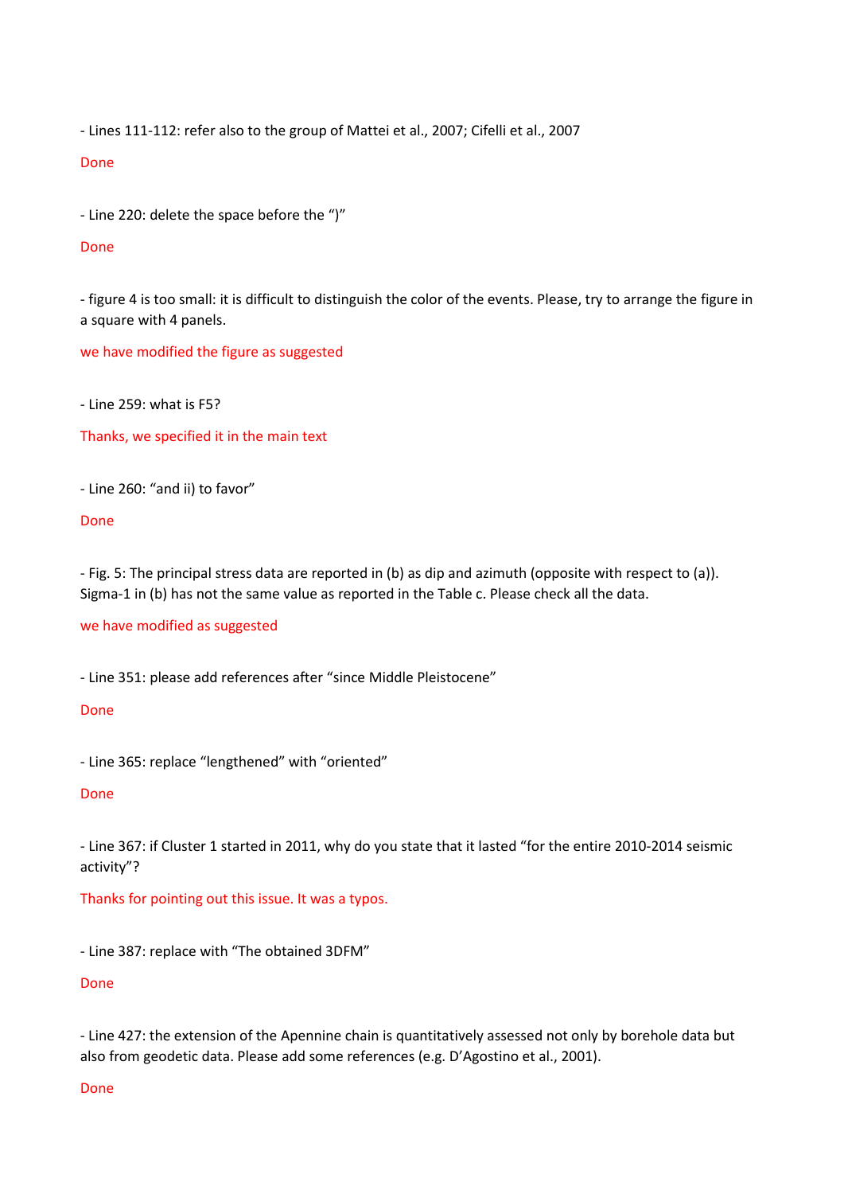- Lines 111-112: refer also to the group of Mattei et al., 2007; Cifelli et al., 2007

Done

- Line 220: delete the space before the ")"

Done

- figure 4 is too small: it is difficult to distinguish the color of the events. Please, try to arrange the figure in a square with 4 panels.

we have modified the figure as suggested

- Line 259: what is F5?

Thanks, we specified it in the main text

- Line 260: "and ii) to favor"

Done

- Fig. 5: The principal stress data are reported in (b) as dip and azimuth (opposite with respect to (a)). Sigma-1 in (b) has not the same value as reported in the Table c. Please check all the data.

we have modified as suggested

- Line 351: please add references after "since Middle Pleistocene"

Done

- Line 365: replace "lengthened" with "oriented"

Done

- Line 367: if Cluster 1 started in 2011, why do you state that it lasted "for the entire 2010-2014 seismic activity"?

Thanks for pointing out this issue. It was a typos.

- Line 387: replace with "The obtained 3DFM"

Done

- Line 427: the extension of the Apennine chain is quantitatively assessed not only by borehole data but also from geodetic data. Please add some references (e.g. D'Agostino et al., 2001).

Done